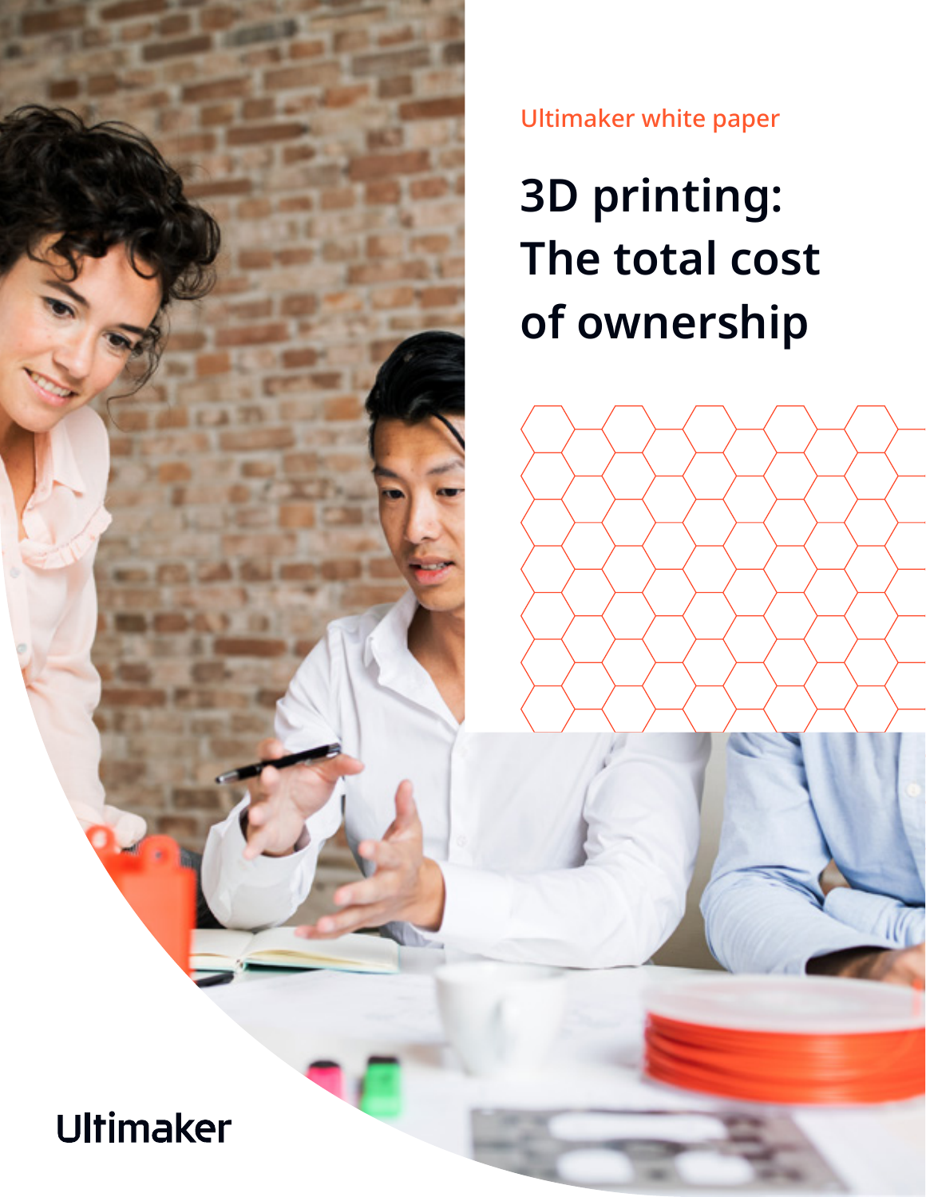Ultimaker white paper

# 3D printing: The total cost of ownership

Ultimaker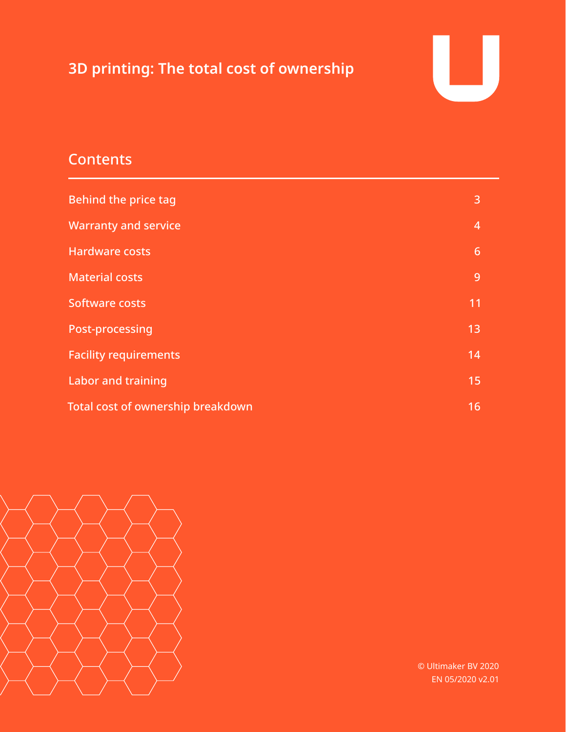# 3D printing: The total cost of ownership

## Contents

| | |
|---|---|
| Behind the price tag | 3 |
| Warranty and service | 4 |
| Hardware costs | 6 |
| Material costs | 9 |
| Software costs | 11 |
| Post-processing | 13 |
| Facility requirements | 14 |
| Labor and training | 15 |
| Total cost of ownership breakdown | 16 |

© Ultimaker BV 2020
EN 05/2020 v2.01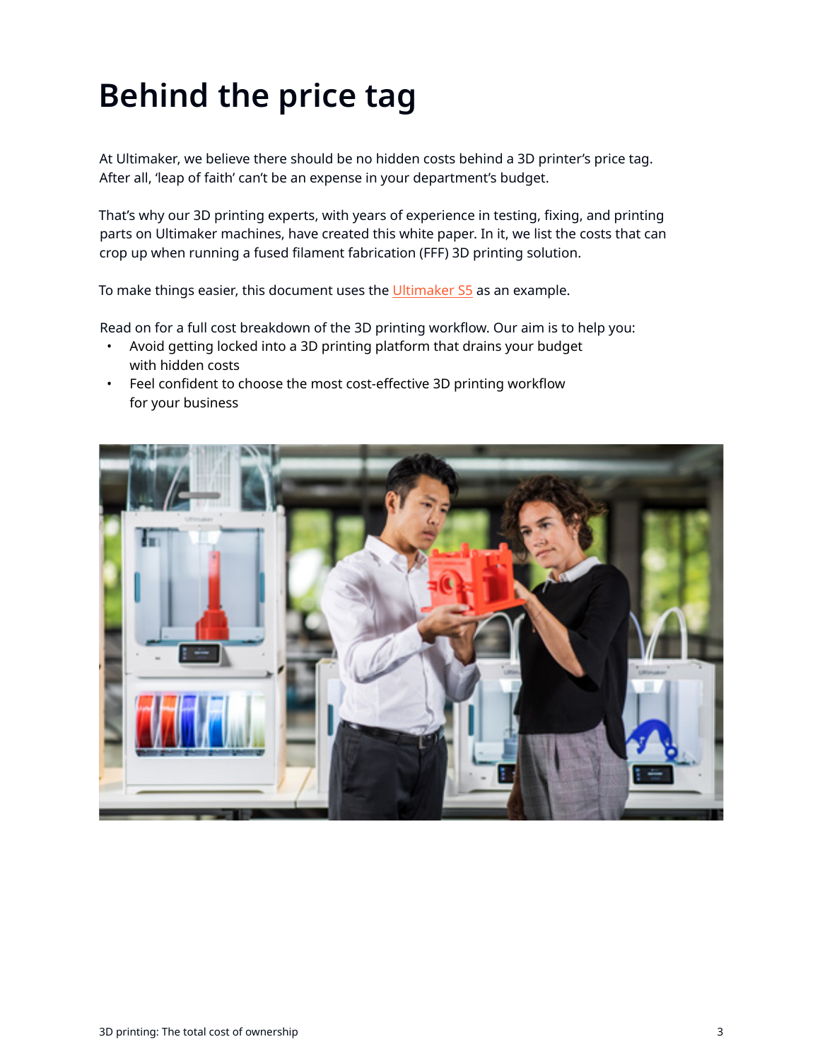# Behind the price tag

At Ultimaker, we believe there should be no hidden costs behind a 3D printer's price tag. After all, 'leap of faith' can't be an expense in your department's budget.

That's why our 3D printing experts, with years of experience in testing, fixing, and printing parts on Ultimaker machines, have created this white paper. In it, we list the costs that can crop up when running a fused filament fabrication (FFF) 3D printing solution.

To make things easier, this document uses the Ultimaker S5 as an example.

Read on for a full cost breakdown of the 3D printing workflow. Our aim is to help you:

- Avoid getting locked into a 3D printing platform that drains your budget with hidden costs
- Feel confident to choose the most cost-effective 3D printing workflow for your business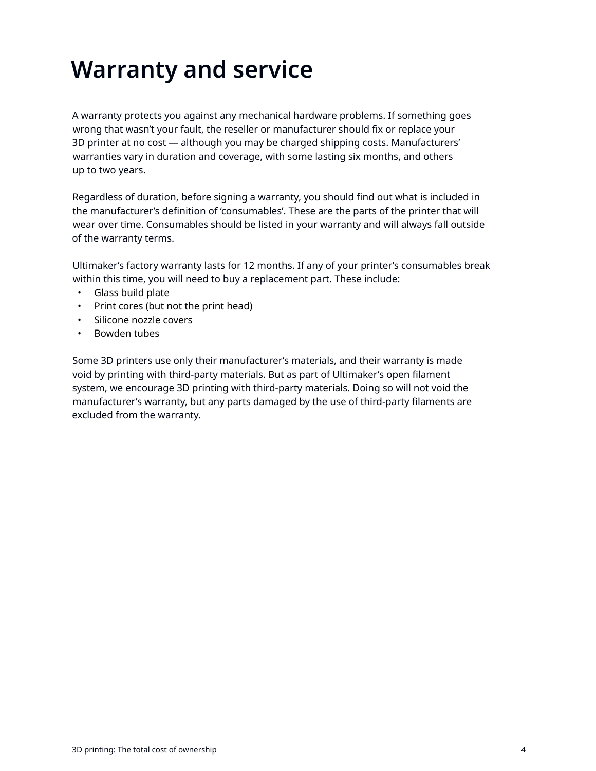# Warranty and service

A warranty protects you against any mechanical hardware problems. If something goes wrong that wasn't your fault, the reseller or manufacturer should fix or replace your 3D printer at no cost — although you may be charged shipping costs. Manufacturers' warranties vary in duration and coverage, with some lasting six months, and others up to two years.

Regardless of duration, before signing a warranty, you should find out what is included in the manufacturer's definition of 'consumables'. These are the parts of the printer that will wear over time. Consumables should be listed in your warranty and will always fall outside of the warranty terms.

Ultimaker's factory warranty lasts for 12 months. If any of your printer's consumables break within this time, you will need to buy a replacement part. These include:

- Glass build plate
- Print cores (but not the print head)
- Silicone nozzle covers
- Bowden tubes

Some 3D printers use only their manufacturer's materials, and their warranty is made void by printing with third-party materials. But as part of Ultimaker's open filament system, we encourage 3D printing with third-party materials. Doing so will not void the manufacturer's warranty, but any parts damaged by the use of third-party filaments are excluded from the warranty.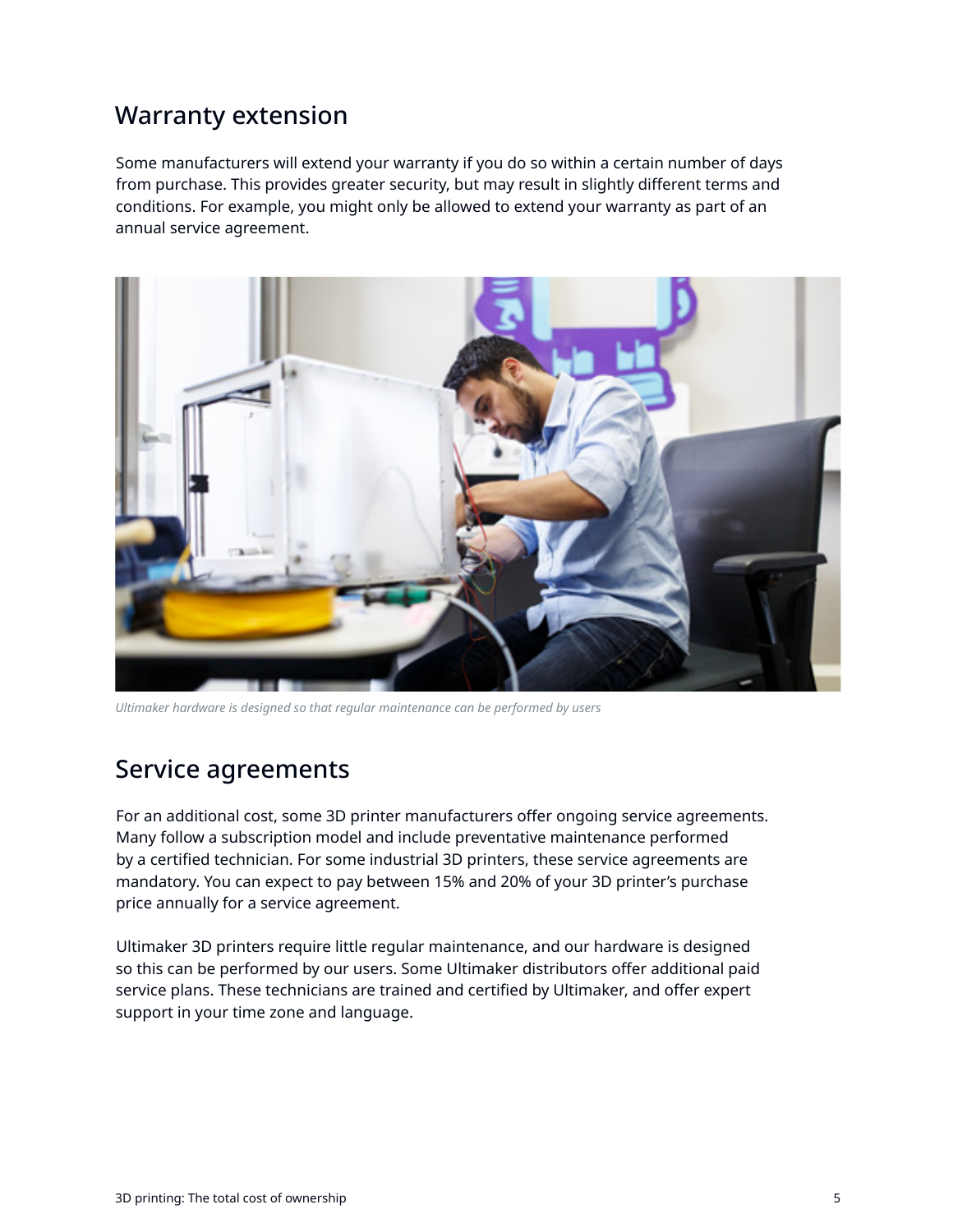## Warranty extension

Some manufacturers will extend your warranty if you do so within a certain number of days from purchase. This provides greater security, but may result in slightly different terms and conditions. For example, you might only be allowed to extend your warranty as part of an annual service agreement.

*Ultimaker hardware is designed so that regular maintenance can be performed by users*

## Service agreements

For an additional cost, some 3D printer manufacturers offer ongoing service agreements. Many follow a subscription model and include preventative maintenance performed by a certified technician. For some industrial 3D printers, these service agreements are mandatory. You can expect to pay between 15% and 20% of your 3D printer's purchase price annually for a service agreement.

Ultimaker 3D printers require little regular maintenance, and our hardware is designed so this can be performed by our users. Some Ultimaker distributors offer additional paid service plans. These technicians are trained and certified by Ultimaker, and offer expert support in your time zone and language.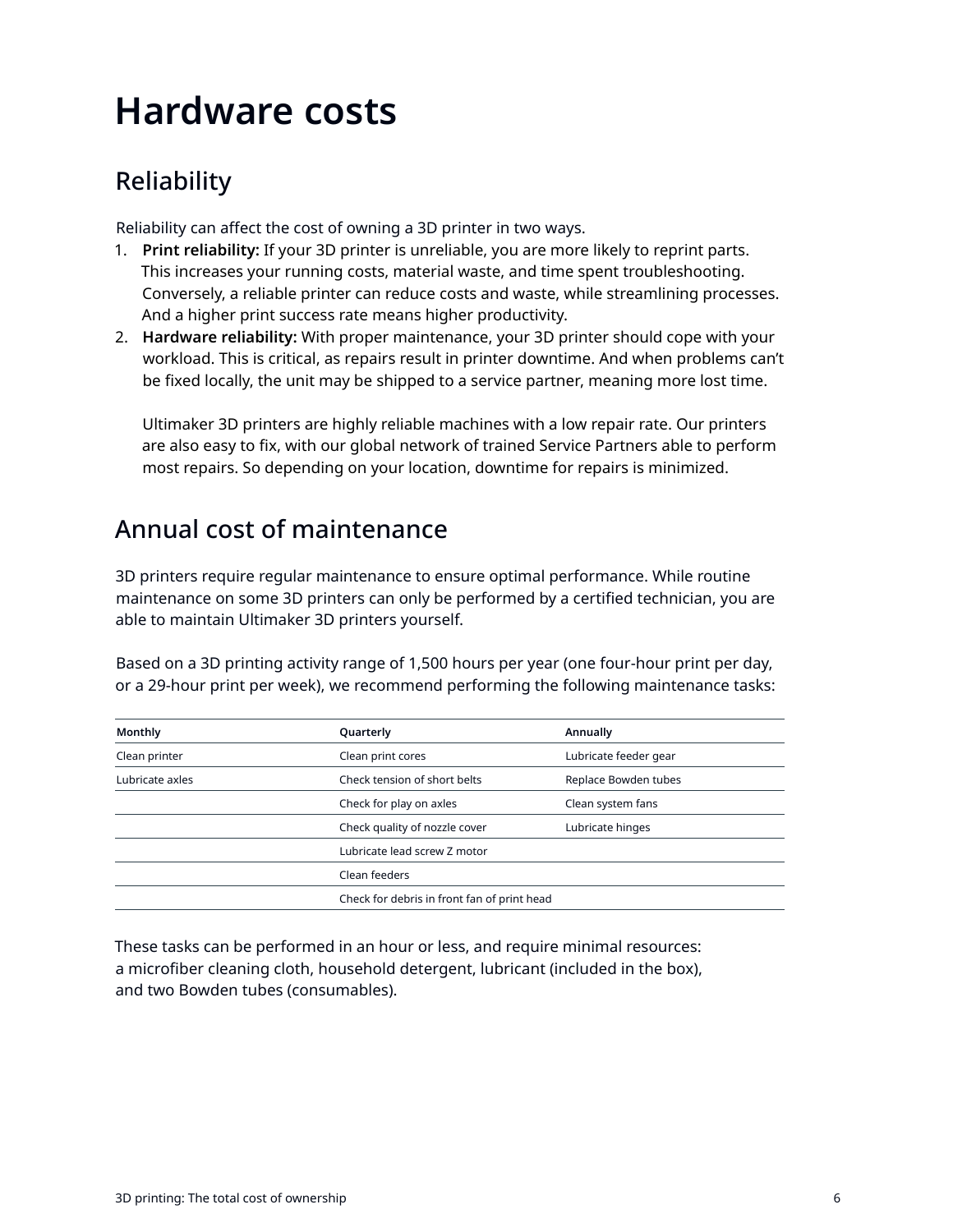# Hardware costs

## Reliability

Reliability can affect the cost of owning a 3D printer in two ways.

1. **Print reliability:** If your 3D printer is unreliable, you are more likely to reprint parts. This increases your running costs, material waste, and time spent troubleshooting. Conversely, a reliable printer can reduce costs and waste, while streamlining processes. And a higher print success rate means higher productivity.
2. **Hardware reliability:** With proper maintenance, your 3D printer should cope with your workload. This is critical, as repairs result in printer downtime. And when problems can't be fixed locally, the unit may be shipped to a service partner, meaning more lost time.

   Ultimaker 3D printers are highly reliable machines with a low repair rate. Our printers are also easy to fix, with our global network of trained Service Partners able to perform most repairs. So depending on your location, downtime for repairs is minimized.

## Annual cost of maintenance

3D printers require regular maintenance to ensure optimal performance. While routine maintenance on some 3D printers can only be performed by a certified technician, you are able to maintain Ultimaker 3D printers yourself.

Based on a 3D printing activity range of 1,500 hours per year (one four-hour print per day, or a 29-hour print per week), we recommend performing the following maintenance tasks:

| Monthly | Quarterly | Annually |
| --- | --- | --- |
| Clean printer | Clean print cores | Lubricate feeder gear |
| Lubricate axles | Check tension of short belts | Replace Bowden tubes |
| | Check for play on axles | Clean system fans |
| | Check quality of nozzle cover | Lubricate hinges |
| | Lubricate lead screw Z motor | |
| | Clean feeders | |
| | Check for debris in front fan of print head | |

These tasks can be performed in an hour or less, and require minimal resources: a microfiber cleaning cloth, household detergent, lubricant (included in the box), and two Bowden tubes (consumables).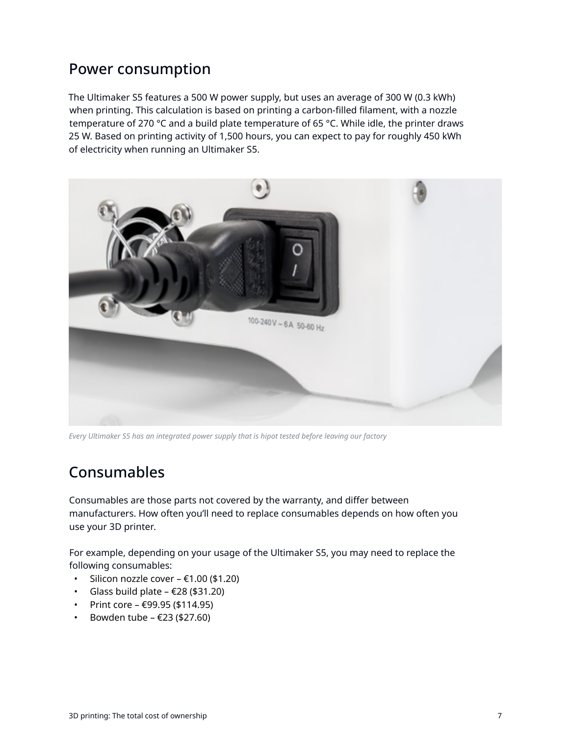## Power consumption

The Ultimaker S5 features a 500 W power supply, but uses an average of 300 W (0.3 kWh) when printing. This calculation is based on printing a carbon-filled filament, with a nozzle temperature of 270 °C and a build plate temperature of 65 °C. While idle, the printer draws 25 W. Based on printing activity of 1,500 hours, you can expect to pay for roughly 450 kWh of electricity when running an Ultimaker S5.

*Every Ultimaker S5 has an integrated power supply that is hipot tested before leaving our factory*

## Consumables

Consumables are those parts not covered by the warranty, and differ between manufacturers. How often you'll need to replace consumables depends on how often you use your 3D printer.

For example, depending on your usage of the Ultimaker S5, you may need to replace the following consumables:

- Silicon nozzle cover – €1.00 ($1.20)
- Glass build plate – €28 ($31.20)
- Print core – €99.95 ($114.95)
- Bowden tube – €23 ($27.60)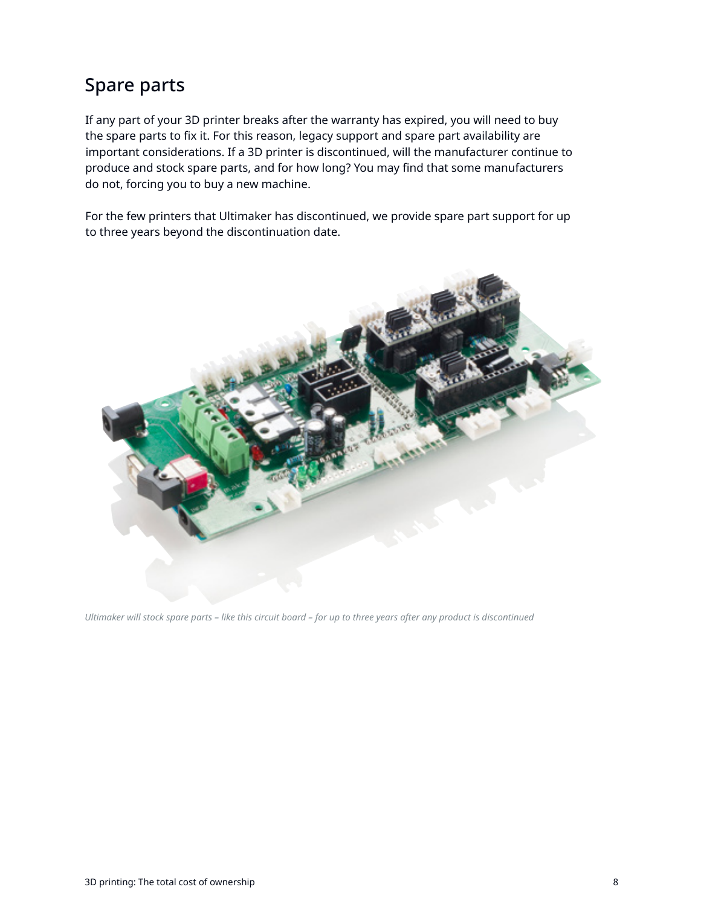## Spare parts

If any part of your 3D printer breaks after the warranty has expired, you will need to buy the spare parts to fix it. For this reason, legacy support and spare part availability are important considerations. If a 3D printer is discontinued, will the manufacturer continue to produce and stock spare parts, and for how long? You may find that some manufacturers do not, forcing you to buy a new machine.

For the few printers that Ultimaker has discontinued, we provide spare part support for up to three years beyond the discontinuation date.

*Ultimaker will stock spare parts – like this circuit board – for up to three years after any product is discontinued*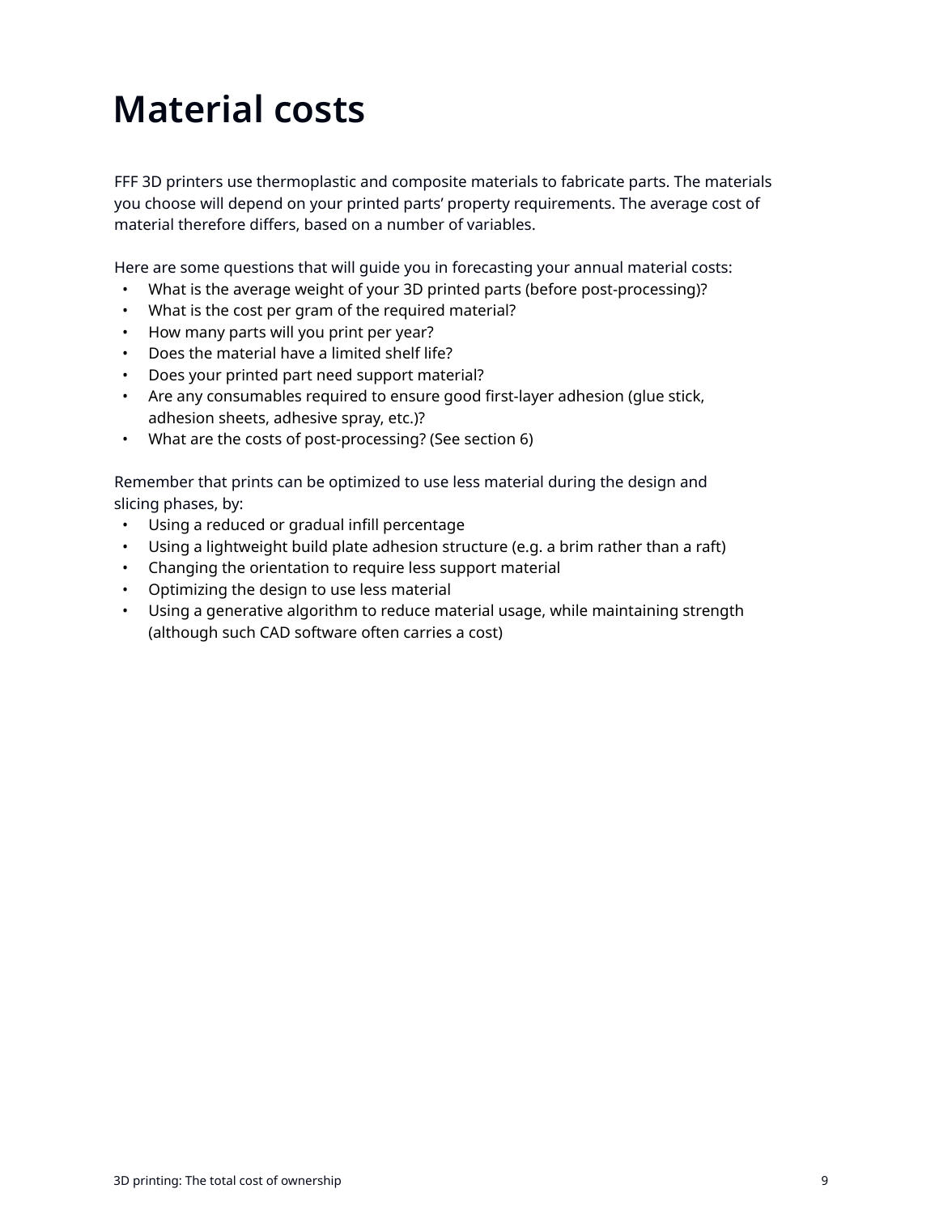# Material costs

FFF 3D printers use thermoplastic and composite materials to fabricate parts. The materials you choose will depend on your printed parts' property requirements. The average cost of material therefore differs, based on a number of variables.

Here are some questions that will guide you in forecasting your annual material costs:

- What is the average weight of your 3D printed parts (before post-processing)?
- What is the cost per gram of the required material?
- How many parts will you print per year?
- Does the material have a limited shelf life?
- Does your printed part need support material?
- Are any consumables required to ensure good first-layer adhesion (glue stick, adhesion sheets, adhesive spray, etc.)?
- What are the costs of post-processing? (See section 6)

Remember that prints can be optimized to use less material during the design and slicing phases, by:

- Using a reduced or gradual infill percentage
- Using a lightweight build plate adhesion structure (e.g. a brim rather than a raft)
- Changing the orientation to require less support material
- Optimizing the design to use less material
- Using a generative algorithm to reduce material usage, while maintaining strength (although such CAD software often carries a cost)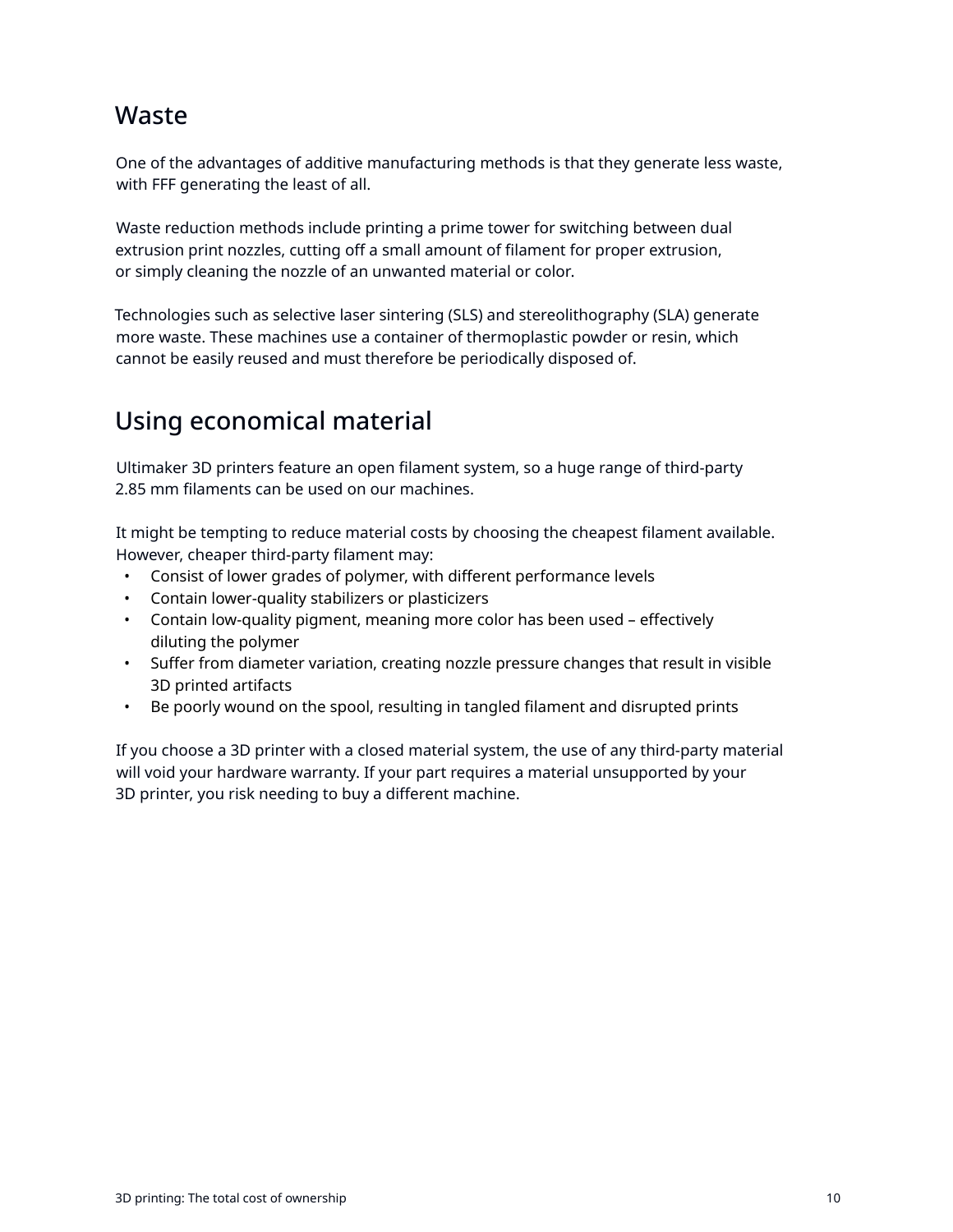## Waste

One of the advantages of additive manufacturing methods is that they generate less waste, with FFF generating the least of all.

Waste reduction methods include printing a prime tower for switching between dual extrusion print nozzles, cutting off a small amount of filament for proper extrusion, or simply cleaning the nozzle of an unwanted material or color.

Technologies such as selective laser sintering (SLS) and stereolithography (SLA) generate more waste. These machines use a container of thermoplastic powder or resin, which cannot be easily reused and must therefore be periodically disposed of.

## Using economical material

Ultimaker 3D printers feature an open filament system, so a huge range of third-party 2.85 mm filaments can be used on our machines.

It might be tempting to reduce material costs by choosing the cheapest filament available. However, cheaper third-party filament may:

- Consist of lower grades of polymer, with different performance levels
- Contain lower-quality stabilizers or plasticizers
- Contain low-quality pigment, meaning more color has been used – effectively diluting the polymer
- Suffer from diameter variation, creating nozzle pressure changes that result in visible 3D printed artifacts
- Be poorly wound on the spool, resulting in tangled filament and disrupted prints

If you choose a 3D printer with a closed material system, the use of any third-party material will void your hardware warranty. If your part requires a material unsupported by your 3D printer, you risk needing to buy a different machine.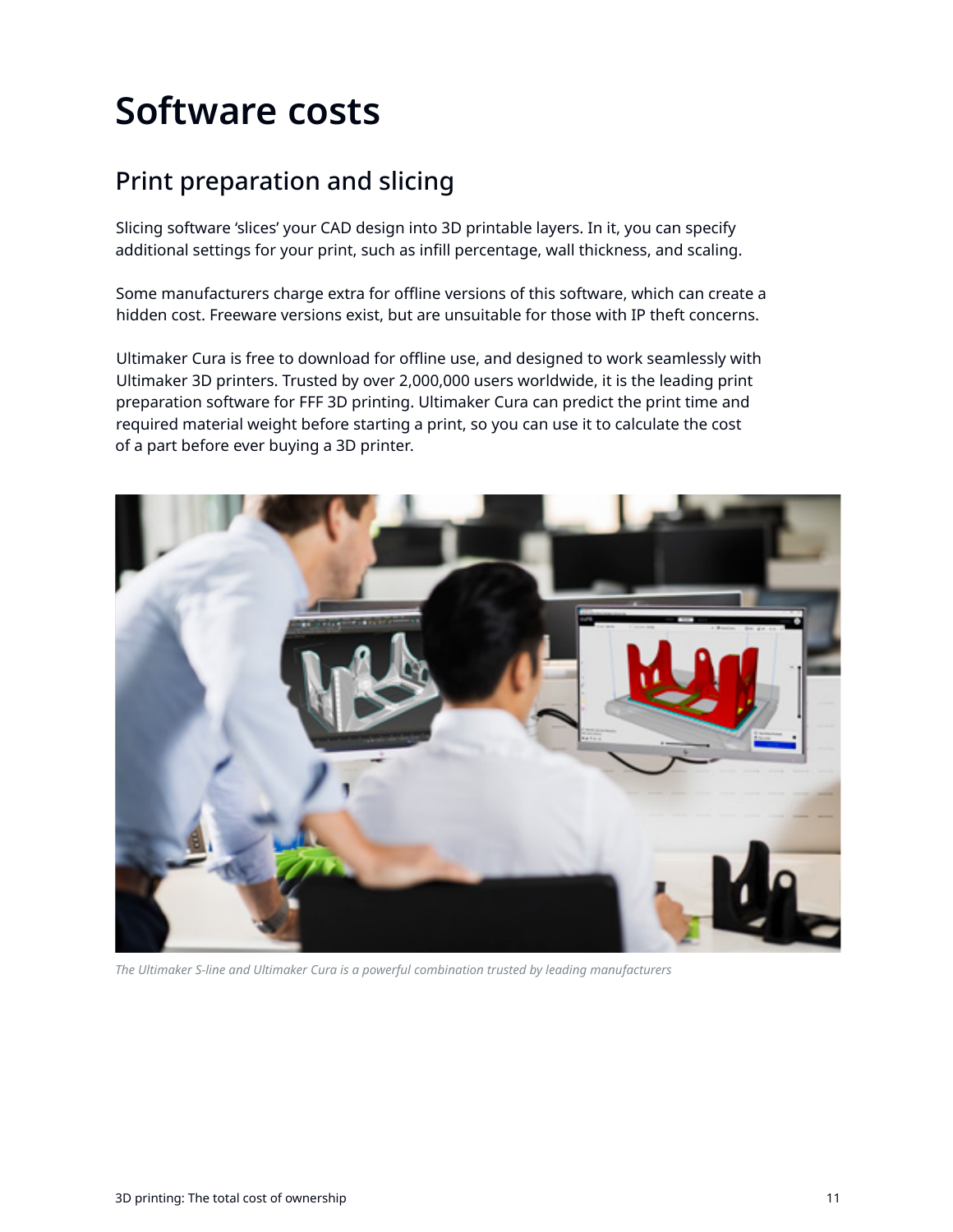# Software costs

## Print preparation and slicing

Slicing software 'slices' your CAD design into 3D printable layers. In it, you can specify additional settings for your print, such as infill percentage, wall thickness, and scaling.

Some manufacturers charge extra for offline versions of this software, which can create a hidden cost. Freeware versions exist, but are unsuitable for those with IP theft concerns.

Ultimaker Cura is free to download for offline use, and designed to work seamlessly with Ultimaker 3D printers. Trusted by over 2,000,000 users worldwide, it is the leading print preparation software for FFF 3D printing. Ultimaker Cura can predict the print time and required material weight before starting a print, so you can use it to calculate the cost of a part before ever buying a 3D printer.

*The Ultimaker S-line and Ultimaker Cura is a powerful combination trusted by leading manufacturers*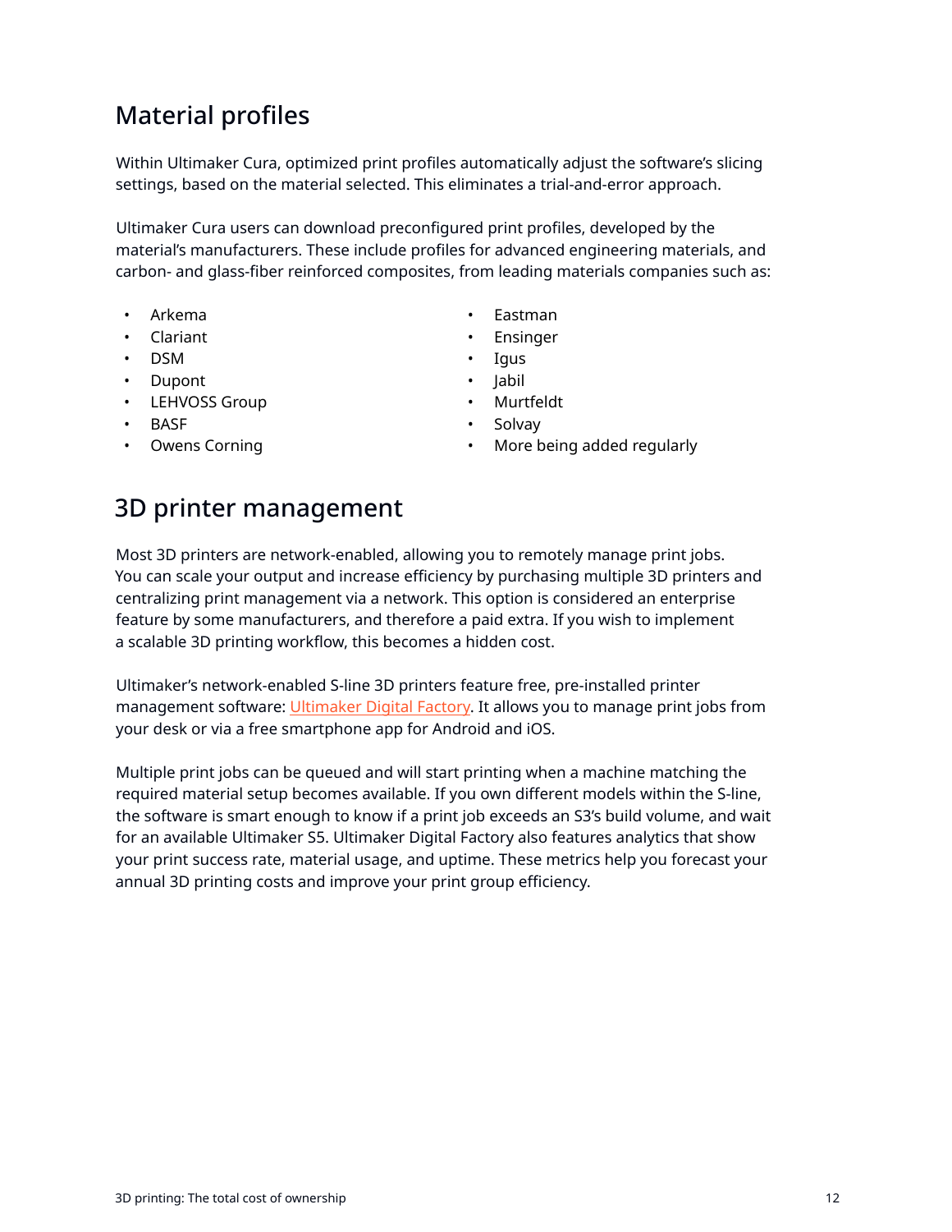## Material profiles

Within Ultimaker Cura, optimized print profiles automatically adjust the software's slicing settings, based on the material selected. This eliminates a trial-and-error approach.

Ultimaker Cura users can download preconfigured print profiles, developed by the material's manufacturers. These include profiles for advanced engineering materials, and carbon- and glass-fiber reinforced composites, from leading materials companies such as:

- Arkema
- Clariant
- DSM
- Dupont
- LEHVOSS Group
- BASF
- Owens Corning
- Eastman
- Ensinger
- Igus
- Jabil
- Murtfeldt
- Solvay
- More being added regularly

## 3D printer management

Most 3D printers are network-enabled, allowing you to remotely manage print jobs. You can scale your output and increase efficiency by purchasing multiple 3D printers and centralizing print management via a network. This option is considered an enterprise feature by some manufacturers, and therefore a paid extra. If you wish to implement a scalable 3D printing workflow, this becomes a hidden cost.

Ultimaker's network-enabled S-line 3D printers feature free, pre-installed printer management software: Ultimaker Digital Factory. It allows you to manage print jobs from your desk or via a free smartphone app for Android and iOS.

Multiple print jobs can be queued and will start printing when a machine matching the required material setup becomes available. If you own different models within the S-line, the software is smart enough to know if a print job exceeds an S3's build volume, and wait for an available Ultimaker S5. Ultimaker Digital Factory also features analytics that show your print success rate, material usage, and uptime. These metrics help you forecast your annual 3D printing costs and improve your print group efficiency.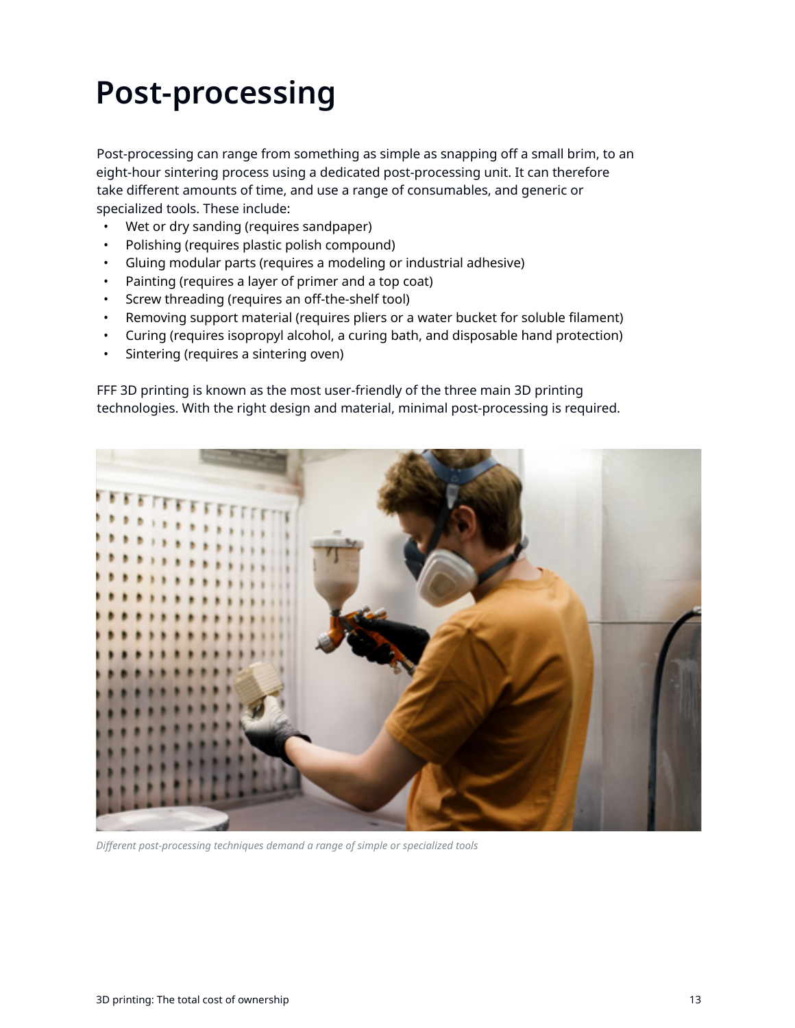# Post-processing

Post-processing can range from something as simple as snapping off a small brim, to an eight-hour sintering process using a dedicated post-processing unit. It can therefore take different amounts of time, and use a range of consumables, and generic or specialized tools. These include:

- Wet or dry sanding (requires sandpaper)
- Polishing (requires plastic polish compound)
- Gluing modular parts (requires a modeling or industrial adhesive)
- Painting (requires a layer of primer and a top coat)
- Screw threading (requires an off-the-shelf tool)
- Removing support material (requires pliers or a water bucket for soluble filament)
- Curing (requires isopropyl alcohol, a curing bath, and disposable hand protection)
- Sintering (requires a sintering oven)

FFF 3D printing is known as the most user-friendly of the three main 3D printing technologies. With the right design and material, minimal post-processing is required.

*Different post-processing techniques demand a range of simple or specialized tools*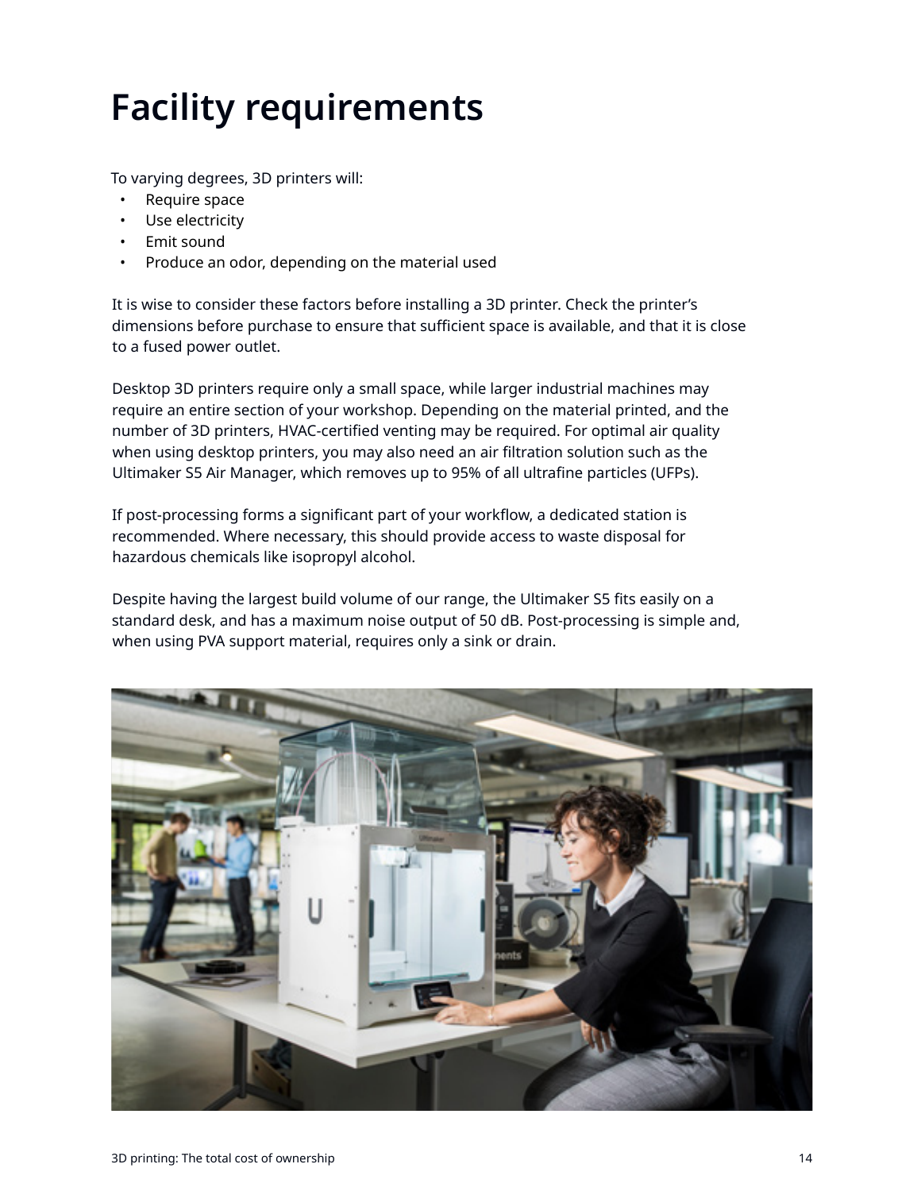# Facility requirements

To varying degrees, 3D printers will:

- Require space
- Use electricity
- Emit sound
- Produce an odor, depending on the material used

It is wise to consider these factors before installing a 3D printer. Check the printer's dimensions before purchase to ensure that sufficient space is available, and that it is close to a fused power outlet.

Desktop 3D printers require only a small space, while larger industrial machines may require an entire section of your workshop. Depending on the material printed, and the number of 3D printers, HVAC-certified venting may be required. For optimal air quality when using desktop printers, you may also need an air filtration solution such as the Ultimaker S5 Air Manager, which removes up to 95% of all ultrafine particles (UFPs).

If post-processing forms a significant part of your workflow, a dedicated station is recommended. Where necessary, this should provide access to waste disposal for hazardous chemicals like isopropyl alcohol.

Despite having the largest build volume of our range, the Ultimaker S5 fits easily on a standard desk, and has a maximum noise output of 50 dB. Post-processing is simple and, when using PVA support material, requires only a sink or drain.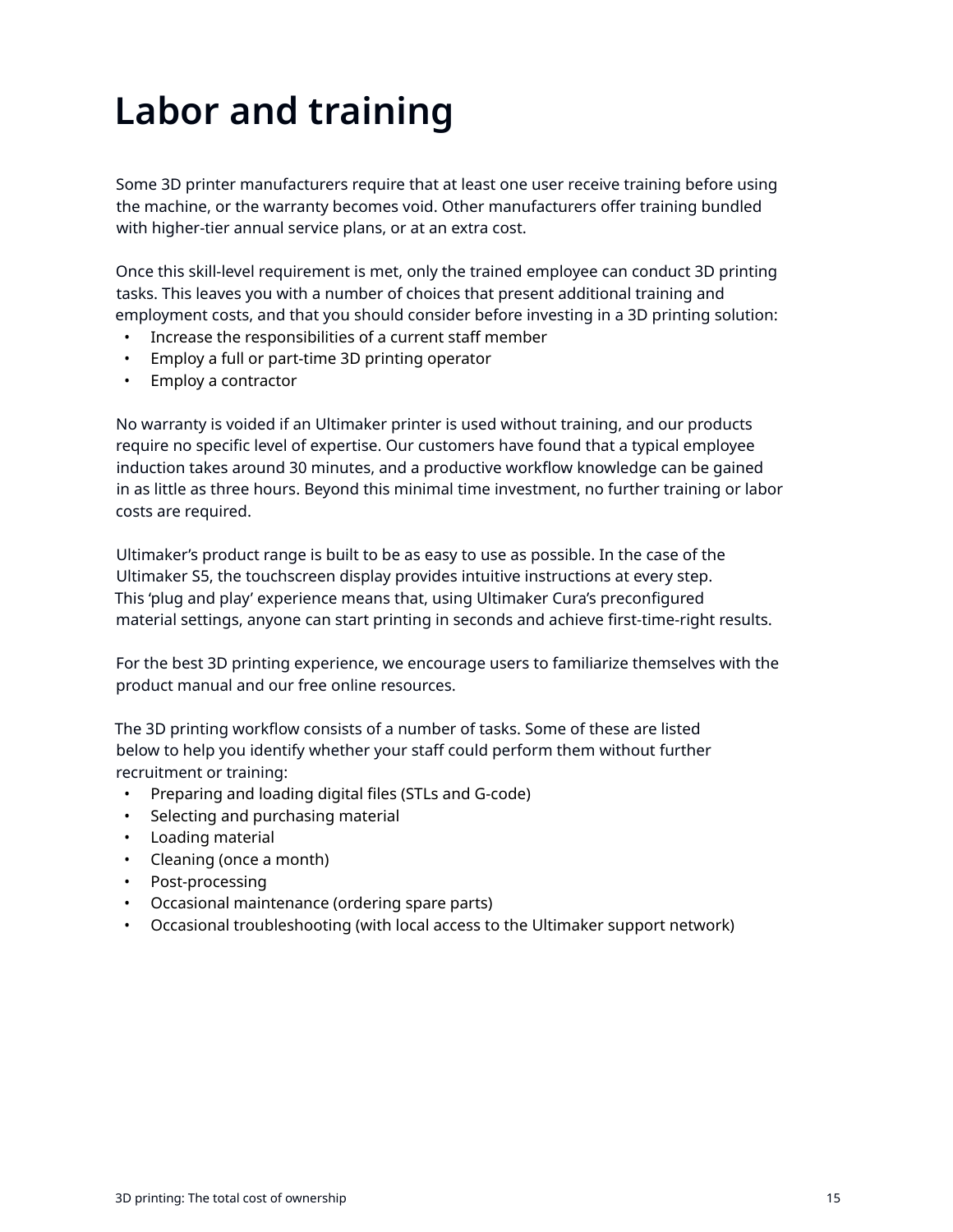# Labor and training

Some 3D printer manufacturers require that at least one user receive training before using the machine, or the warranty becomes void. Other manufacturers offer training bundled with higher-tier annual service plans, or at an extra cost.

Once this skill-level requirement is met, only the trained employee can conduct 3D printing tasks. This leaves you with a number of choices that present additional training and employment costs, and that you should consider before investing in a 3D printing solution:

- Increase the responsibilities of a current staff member
- Employ a full or part-time 3D printing operator
- Employ a contractor

No warranty is voided if an Ultimaker printer is used without training, and our products require no specific level of expertise. Our customers have found that a typical employee induction takes around 30 minutes, and a productive workflow knowledge can be gained in as little as three hours. Beyond this minimal time investment, no further training or labor costs are required.

Ultimaker's product range is built to be as easy to use as possible. In the case of the Ultimaker S5, the touchscreen display provides intuitive instructions at every step. This 'plug and play' experience means that, using Ultimaker Cura's preconfigured material settings, anyone can start printing in seconds and achieve first-time-right results.

For the best 3D printing experience, we encourage users to familiarize themselves with the product manual and our free online resources.

The 3D printing workflow consists of a number of tasks. Some of these are listed below to help you identify whether your staff could perform them without further recruitment or training:

- Preparing and loading digital files (STLs and G-code)
- Selecting and purchasing material
- Loading material
- Cleaning (once a month)
- Post-processing
- Occasional maintenance (ordering spare parts)
- Occasional troubleshooting (with local access to the Ultimaker support network)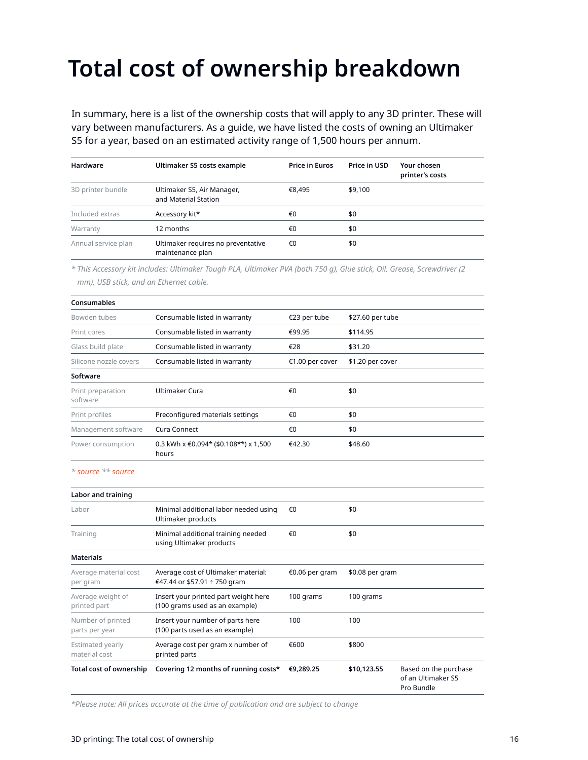# Total cost of ownership breakdown

In summary, here is a list of the ownership costs that will apply to any 3D printer. These will vary between manufacturers. As a guide, we have listed the costs of owning an Ultimaker S5 for a year, based on an estimated activity range of 1,500 hours per annum.

| Hardware | Ultimaker S5 costs example | Price in Euros | Price in USD | Your chosen printer's costs |
|---|---|---|---|---|
| 3D printer bundle | Ultimaker S5, Air Manager, and Material Station | €8,495 | $9,100 | |
| Included extras | Accessory kit* | €0 | $0 | |
| Warranty | 12 months | €0 | $0 | |
| Annual service plan | Ultimaker requires no preventative maintenance plan | €0 | $0 | |

*\* This Accessory kit includes: Ultimaker Tough PLA, Ultimaker PVA (both 750 g), Glue stick, Oil, Grease, Screwdriver (2 mm), USB stick, and an Ethernet cable.*

| Consumables | | | | |
|---|---|---|---|---|
| Bowden tubes | Consumable listed in warranty | €23 per tube | $27.60 per tube | |
| Print cores | Consumable listed in warranty | €99.95 | $114.95 | |
| Glass build plate | Consumable listed in warranty | €28 | $31.20 | |
| Silicone nozzle covers | Consumable listed in warranty | €1.00 per cover | $1.20 per cover | |
| **Software** | | | | |
| Print preparation software | Ultimaker Cura | €0 | $0 | |
| Print profiles | Preconfigured materials settings | €0 | $0 | |
| Management software | Cura Connect | €0 | $0 | |
| Power consumption | 0.3 kWh x €0.094* ($0.108**) x 1,500 hours | €42.30 | $48.60 | |

\* source \*\* source

| Labor and training | | | | |
|---|---|---|---|---|
| Labor | Minimal additional labor needed using Ultimaker products | €0 | $0 | |
| Training | Minimal additional training needed using Ultimaker products | €0 | $0 | |
| **Materials** | | | | |
| Average material cost per gram | Average cost of Ultimaker material: €47.44 or $57.91 ÷ 750 gram | €0.06 per gram | $0.08 per gram | |
| Average weight of printed part | Insert your printed part weight here (100 grams used as an example) | 100 grams | 100 grams | |
| Number of printed parts per year | Insert your number of parts here (100 parts used as an example) | 100 | 100 | |
| Estimated yearly material cost | Average cost per gram x number of printed parts | €600 | $800 | |
| **Total cost of ownership** | **Covering 12 months of running costs*** | **€9,289.25** | **$10,123.55** | Based on the purchase of an Ultimaker S5 Pro Bundle |

*\*Please note: All prices accurate at the time of publication and are subject to change*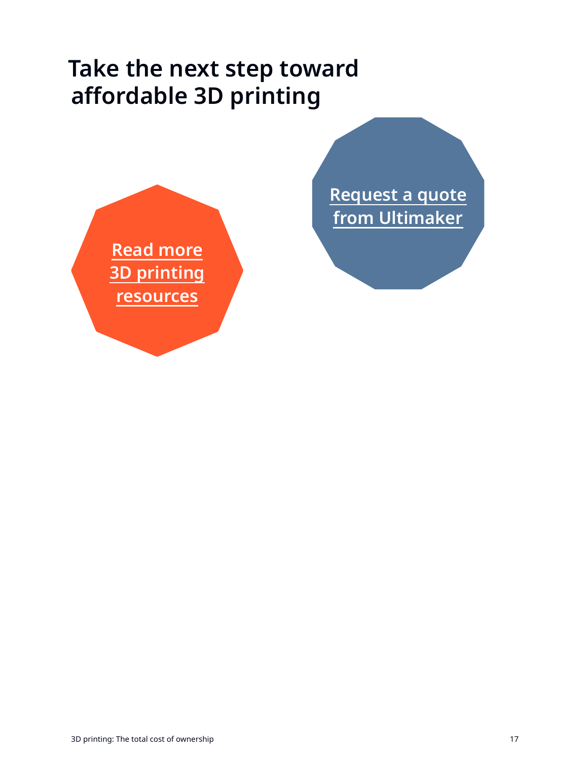# Take the next step toward affordable 3D printing

Read more 3D printing resources

Request a quote from Ultimaker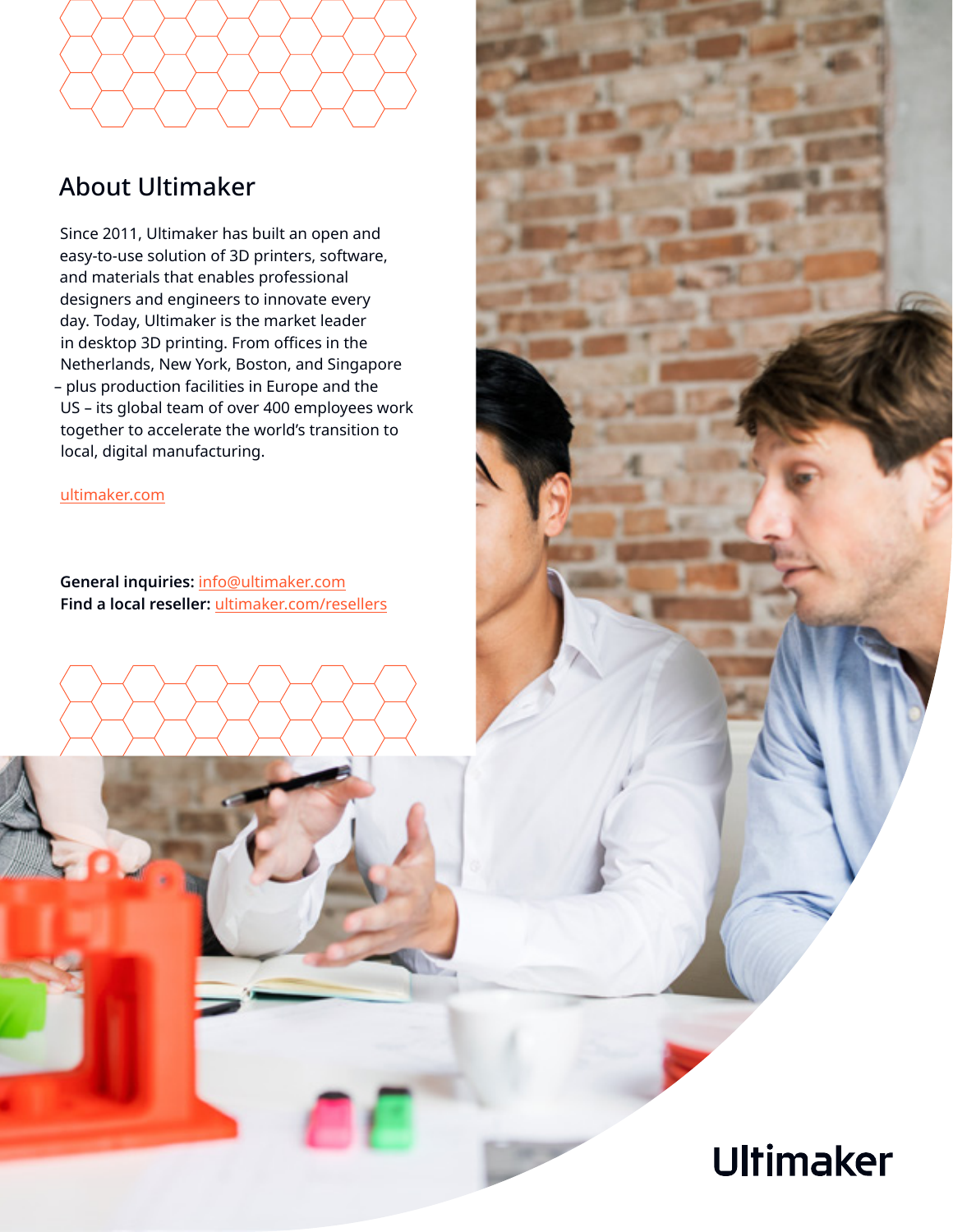## About Ultimaker

Since 2011, Ultimaker has built an open and easy-to-use solution of 3D printers, software, and materials that enables professional designers and engineers to innovate every day. Today, Ultimaker is the market leader in desktop 3D printing. From offices in the Netherlands, New York, Boston, and Singapore – plus production facilities in Europe and the US – its global team of over 400 employees work together to accelerate the world's transition to local, digital manufacturing.

ultimaker.com

**General inquiries:** info@ultimaker.com
**Find a local reseller:** ultimaker.com/resellers

Ultimaker